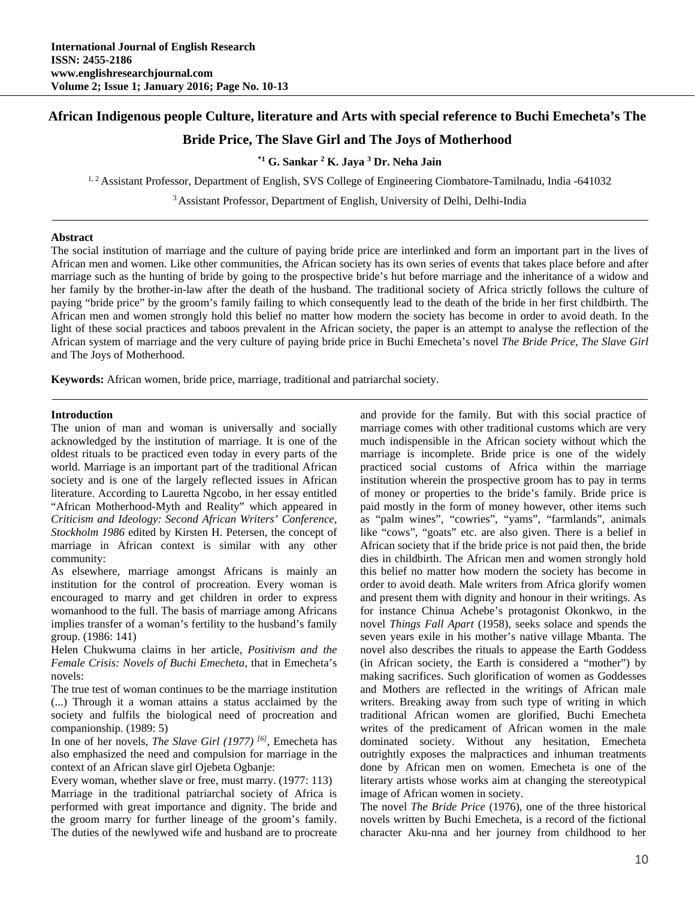# African Indigenous people Culture, literature and Arts with special reference to Buchi Emecheta's The Bride Price, The Slave Girl and The Joys of Motherhood

**[*1] G. Sankar [2] K. Jaya [3] Dr. Neha Jain**

[1, 2] Assistant Professor, Department of English, SVS College of Engineering Ciombatore-Tamilnadu, India -641032

[3] Assistant Professor, Department of English, University of Delhi, Delhi-India

---

**Abstract**

The social institution of marriage and the culture of paying bride price are interlinked and form an important part in the lives of African men and women. Like other communities, the African society has its own series of events that takes place before and after marriage such as the hunting of bride by going to the prospective bride's hut before marriage and the inheritance of a widow and her family by the brother-in-law after the death of the husband. The traditional society of Africa strictly follows the culture of paying "bride price" by the groom's family failing to which consequently lead to the death of the bride in her first childbirth. The African men and women strongly hold this belief no matter how modern the society has become in order to avoid death. In the light of these social practices and taboos prevalent in the African society, the paper is an attempt to analyse the reflection of the African system of marriage and the very culture of paying bride price in Buchi Emecheta's novel *The Bride Price, The Slave Girl* and The Joys of Motherhood.

**Keywords:** African women, bride price, marriage, traditional and patriarchal society.

---

## Introduction

The union of man and woman is universally and socially acknowledged by the institution of marriage. It is one of the oldest rituals to be practiced even today in every parts of the world. Marriage is an important part of the traditional African society and is one of the largely reflected issues in African literature. According to Lauretta Ngcobo, in her essay entitled "African Motherhood-Myth and Reality" which appeared in *Criticism and Ideology: Second African Writers' Conference, Stockholm 1986* edited by Kirsten H. Petersen, the concept of marriage in African context is similar with any other community:

As elsewhere, marriage amongst Africans is mainly an institution for the control of procreation. Every woman is encouraged to marry and get children in order to express womanhood to the full. The basis of marriage among Africans implies transfer of a woman's fertility to the husband's family group. (1986: 141)

Helen Chukwuma claims in her article, *Positivism and the Female Crisis: Novels of Buchi Emecheta*, that in Emecheta's novels:

The true test of woman continues to be the marriage institution (...) Through it a woman attains a status acclaimed by the society and fulfils the biological need of procreation and companionship. (1989: 5)

In one of her novels, *The Slave Girl (1977)* [6], Emecheta has also emphasized the need and compulsion for marriage in the context of an African slave girl Ojebeta Ogbanje:

Every woman, whether slave or free, must marry. (1977: 113)

Marriage in the traditional patriarchal society of Africa is performed with great importance and dignity. The bride and the groom marry for further lineage of the groom's family. The duties of the newlywed wife and husband are to procreate and provide for the family. But with this social practice of marriage comes with other traditional customs which are very much indispensible in the African society without which the marriage is incomplete. Bride price is one of the widely practiced social customs of Africa within the marriage institution wherein the prospective groom has to pay in terms of money or properties to the bride's family. Bride price is paid mostly in the form of money however, other items such as "palm wines", "cowries", "yams", "farmlands", animals like "cows", "goats" etc. are also given. There is a belief in African society that if the bride price is not paid then, the bride dies in childbirth. The African men and women strongly hold this belief no matter how modern the society has become in order to avoid death. Male writers from Africa glorify women and present them with dignity and honour in their writings. As for instance Chinua Achebe's protagonist Okonkwo, in the novel *Things Fall Apart* (1958), seeks solace and spends the seven years exile in his mother's native village Mbanta. The novel also describes the rituals to appease the Earth Goddess (in African society, the Earth is considered a "mother") by making sacrifices. Such glorification of women as Goddesses and Mothers are reflected in the writings of African male writers. Breaking away from such type of writing in which traditional African women are glorified, Buchi Emecheta writes of the predicament of African women in the male dominated society. Without any hesitation, Emecheta outrightly exposes the malpractices and inhuman treatments done by African men on women. Emecheta is one of the literary artists whose works aim at changing the stereotypical image of African women in society.

The novel *The Bride Price* (1976), one of the three historical novels written by Buchi Emecheta, is a record of the fictional character Aku-nna and her journey from childhood to her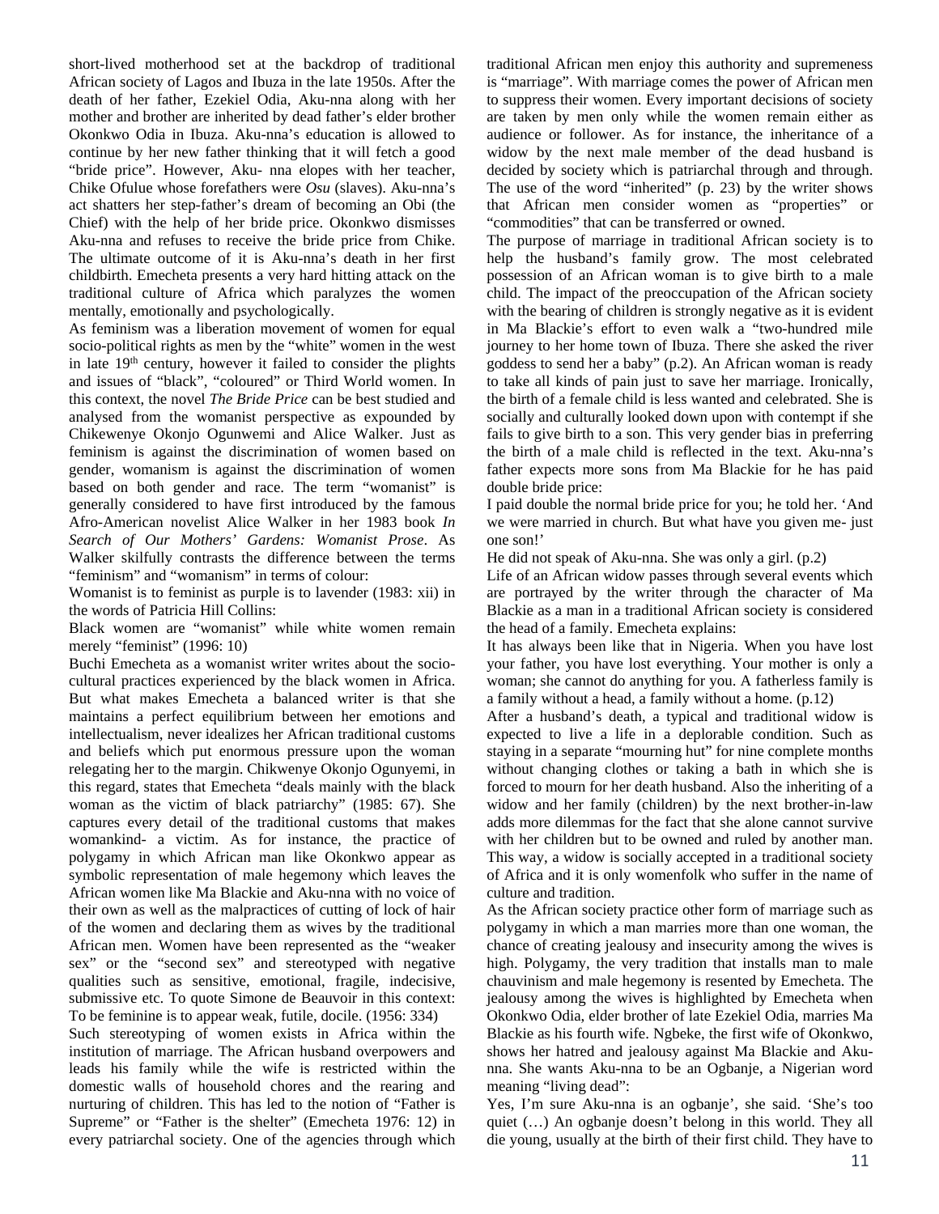short-lived motherhood set at the backdrop of traditional African society of Lagos and Ibuza in the late 1950s. After the death of her father, Ezekiel Odia, Aku-nna along with her mother and brother are inherited by dead father's elder brother Okonkwo Odia in Ibuza. Aku-nna's education is allowed to continue by her new father thinking that it will fetch a good "bride price". However, Aku- nna elopes with her teacher, Chike Ofulue whose forefathers were *Osu* (slaves). Aku-nna's act shatters her step-father's dream of becoming an Obi (the Chief) with the help of her bride price. Okonkwo dismisses Aku-nna and refuses to receive the bride price from Chike. The ultimate outcome of it is Aku-nna's death in her first childbirth. Emecheta presents a very hard hitting attack on the traditional culture of Africa which paralyzes the women mentally, emotionally and psychologically.

As feminism was a liberation movement of women for equal socio-political rights as men by the "white" women in the west in late 19th century, however it failed to consider the plights and issues of "black", "coloured" or Third World women. In this context, the novel *The Bride Price* can be best studied and analysed from the womanist perspective as expounded by Chikewenye Okonjo Ogunwemi and Alice Walker. Just as feminism is against the discrimination of women based on gender, womanism is against the discrimination of women based on both gender and race. The term "womanist" is generally considered to have first introduced by the famous Afro-American novelist Alice Walker in her 1983 book *In Search of Our Mothers' Gardens: Womanist Prose*. As Walker skilfully contrasts the difference between the terms "feminism" and "womanism" in terms of colour:

Womanist is to feminist as purple is to lavender (1983: xii) in the words of Patricia Hill Collins:

Black women are "womanist" while white women remain merely "feminist" (1996: 10)

Buchi Emecheta as a womanist writer writes about the socio-cultural practices experienced by the black women in Africa. But what makes Emecheta a balanced writer is that she maintains a perfect equilibrium between her emotions and intellectualism, never idealizes her African traditional customs and beliefs which put enormous pressure upon the woman relegating her to the margin. Chikwenye Okonjo Ogunyemi, in this regard, states that Emecheta "deals mainly with the black woman as the victim of black patriarchy" (1985: 67). She captures every detail of the traditional customs that makes womankind- a victim. As for instance, the practice of polygamy in which African man like Okonkwo appear as symbolic representation of male hegemony which leaves the African women like Ma Blackie and Aku-nna with no voice of their own as well as the malpractices of cutting of lock of hair of the women and declaring them as wives by the traditional African men. Women have been represented as the "weaker sex" or the "second sex" and stereotyped with negative qualities such as sensitive, emotional, fragile, indecisive, submissive etc. To quote Simone de Beauvoir in this context:

To be feminine is to appear weak, futile, docile. (1956: 334)

Such stereotyping of women exists in Africa within the institution of marriage. The African husband overpowers and leads his family while the wife is restricted within the domestic walls of household chores and the rearing and nurturing of children. This has led to the notion of "Father is Supreme" or "Father is the shelter" (Emecheta 1976: 12) in every patriarchal society. One of the agencies through which traditional African men enjoy this authority and supremeness is "marriage". With marriage comes the power of African men to suppress their women. Every important decisions of society are taken by men only while the women remain either as audience or follower. As for instance, the inheritance of a widow by the next male member of the dead husband is decided by society which is patriarchal through and through. The use of the word "inherited" (p. 23) by the writer shows that African men consider women as "properties" or "commodities" that can be transferred or owned.

The purpose of marriage in traditional African society is to help the husband's family grow. The most celebrated possession of an African woman is to give birth to a male child. The impact of the preoccupation of the African society with the bearing of children is strongly negative as it is evident in Ma Blackie's effort to even walk a "two-hundred mile journey to her home town of Ibuza. There she asked the river goddess to send her a baby" (p.2). An African woman is ready to take all kinds of pain just to save her marriage. Ironically, the birth of a female child is less wanted and celebrated. She is socially and culturally looked down upon with contempt if she fails to give birth to a son. This very gender bias in preferring the birth of a male child is reflected in the text. Aku-nna's father expects more sons from Ma Blackie for he has paid double bride price:

I paid double the normal bride price for you; he told her. 'And we were married in church. But what have you given me- just one son!'

He did not speak of Aku-nna. She was only a girl. (p.2)

Life of an African widow passes through several events which are portrayed by the writer through the character of Ma Blackie as a man in a traditional African society is considered the head of a family. Emecheta explains:

It has always been like that in Nigeria. When you have lost your father, you have lost everything. Your mother is only a woman; she cannot do anything for you. A fatherless family is a family without a head, a family without a home. (p.12)

After a husband's death, a typical and traditional widow is expected to live a life in a deplorable condition. Such as staying in a separate "mourning hut" for nine complete months without changing clothes or taking a bath in which she is forced to mourn for her death husband. Also the inheriting of a widow and her family (children) by the next brother-in-law adds more dilemmas for the fact that she alone cannot survive with her children but to be owned and ruled by another man. This way, a widow is socially accepted in a traditional society of Africa and it is only womenfolk who suffer in the name of culture and tradition.

As the African society practice other form of marriage such as polygamy in which a man marries more than one woman, the chance of creating jealousy and insecurity among the wives is high. Polygamy, the very tradition that installs man to male chauvinism and male hegemony is resented by Emecheta. The jealousy among the wives is highlighted by Emecheta when Okonkwo Odia, elder brother of late Ezekiel Odia, marries Ma Blackie as his fourth wife. Ngbeke, the first wife of Okonkwo, shows her hatred and jealousy against Ma Blackie and Aku-nna. She wants Aku-nna to be an Ogbanje, a Nigerian word meaning "living dead":

Yes, I'm sure Aku-nna is an ogbanje', she said. 'She's too quiet (…) An ogbanje doesn't belong in this world. They all die young, usually at the birth of their first child. They have to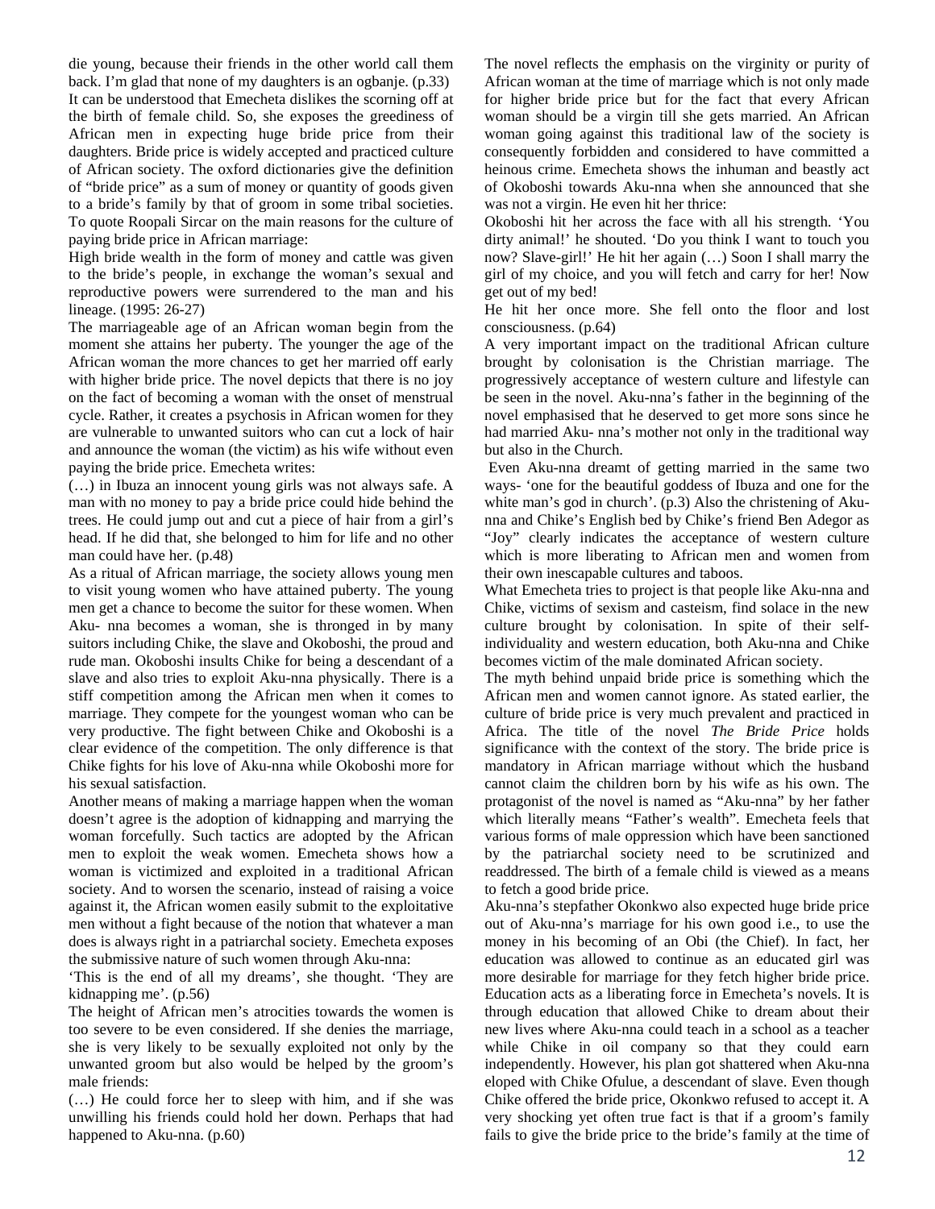die young, because their friends in the other world call them back. I'm glad that none of my daughters is an ogbanje. (p.33)

It can be understood that Emecheta dislikes the scorning off at the birth of female child. So, she exposes the greediness of African men in expecting huge bride price from their daughters. Bride price is widely accepted and practiced culture of African society. The oxford dictionaries give the definition of "bride price" as a sum of money or quantity of goods given to a bride's family by that of groom in some tribal societies. To quote Roopali Sircar on the main reasons for the culture of paying bride price in African marriage:

High bride wealth in the form of money and cattle was given to the bride's people, in exchange the woman's sexual and reproductive powers were surrendered to the man and his lineage. (1995: 26-27)

The marriageable age of an African woman begin from the moment she attains her puberty. The younger the age of the African woman the more chances to get her married off early with higher bride price. The novel depicts that there is no joy on the fact of becoming a woman with the onset of menstrual cycle. Rather, it creates a psychosis in African women for they are vulnerable to unwanted suitors who can cut a lock of hair and announce the woman (the victim) as his wife without even paying the bride price. Emecheta writes:

(…) in Ibuza an innocent young girls was not always safe. A man with no money to pay a bride price could hide behind the trees. He could jump out and cut a piece of hair from a girl's head. If he did that, she belonged to him for life and no other man could have her. (p.48)

As a ritual of African marriage, the society allows young men to visit young women who have attained puberty. The young men get a chance to become the suitor for these women. When Aku- nna becomes a woman, she is thronged in by many suitors including Chike, the slave and Okoboshi, the proud and rude man. Okoboshi insults Chike for being a descendant of a slave and also tries to exploit Aku-nna physically. There is a stiff competition among the African men when it comes to marriage. They compete for the youngest woman who can be very productive. The fight between Chike and Okoboshi is a clear evidence of the competition. The only difference is that Chike fights for his love of Aku-nna while Okoboshi more for his sexual satisfaction.

Another means of making a marriage happen when the woman doesn't agree is the adoption of kidnapping and marrying the woman forcefully. Such tactics are adopted by the African men to exploit the weak women. Emecheta shows how a woman is victimized and exploited in a traditional African society. And to worsen the scenario, instead of raising a voice against it, the African women easily submit to the exploitative men without a fight because of the notion that whatever a man does is always right in a patriarchal society. Emecheta exposes the submissive nature of such women through Aku-nna:

'This is the end of all my dreams', she thought. 'They are kidnapping me'. (p.56)

The height of African men's atrocities towards the women is too severe to be even considered. If she denies the marriage, she is very likely to be sexually exploited not only by the unwanted groom but also would be helped by the groom's male friends:

(…) He could force her to sleep with him, and if she was unwilling his friends could hold her down. Perhaps that had happened to Aku-nna. (p.60)

The novel reflects the emphasis on the virginity or purity of African woman at the time of marriage which is not only made for higher bride price but for the fact that every African woman should be a virgin till she gets married. An African woman going against this traditional law of the society is consequently forbidden and considered to have committed a heinous crime. Emecheta shows the inhuman and beastly act of Okoboshi towards Aku-nna when she announced that she was not a virgin. He even hit her thrice:

Okoboshi hit her across the face with all his strength. 'You dirty animal!' he shouted. 'Do you think I want to touch you now? Slave-girl!' He hit her again (…) Soon I shall marry the girl of my choice, and you will fetch and carry for her! Now get out of my bed!

He hit her once more. She fell onto the floor and lost consciousness. (p.64)

A very important impact on the traditional African culture brought by colonisation is the Christian marriage. The progressively acceptance of western culture and lifestyle can be seen in the novel. Aku-nna's father in the beginning of the novel emphasised that he deserved to get more sons since he had married Aku- nna's mother not only in the traditional way but also in the Church.

Even Aku-nna dreamt of getting married in the same two ways- 'one for the beautiful goddess of Ibuza and one for the white man's god in church'. (p.3) Also the christening of Aku-nna and Chike's English bed by Chike's friend Ben Adegor as "Joy" clearly indicates the acceptance of western culture which is more liberating to African men and women from their own inescapable cultures and taboos.

What Emecheta tries to project is that people like Aku-nna and Chike, victims of sexism and casteism, find solace in the new culture brought by colonisation. In spite of their self-individuality and western education, both Aku-nna and Chike becomes victim of the male dominated African society.

The myth behind unpaid bride price is something which the African men and women cannot ignore. As stated earlier, the culture of bride price is very much prevalent and practiced in Africa. The title of the novel *The Bride Price* holds significance with the context of the story. The bride price is mandatory in African marriage without which the husband cannot claim the children born by his wife as his own. The protagonist of the novel is named as "Aku-nna" by her father which literally means "Father's wealth". Emecheta feels that various forms of male oppression which have been sanctioned by the patriarchal society need to be scrutinized and readdressed. The birth of a female child is viewed as a means to fetch a good bride price.

Aku-nna's stepfather Okonkwo also expected huge bride price out of Aku-nna's marriage for his own good i.e., to use the money in his becoming of an Obi (the Chief). In fact, her education was allowed to continue as an educated girl was more desirable for marriage for they fetch higher bride price. Education acts as a liberating force in Emecheta's novels. It is through education that allowed Chike to dream about their new lives where Aku-nna could teach in a school as a teacher while Chike in oil company so that they could earn independently. However, his plan got shattered when Aku-nna eloped with Chike Ofulue, a descendant of slave. Even though Chike offered the bride price, Okonkwo refused to accept it. A very shocking yet often true fact is that if a groom's family fails to give the bride price to the bride's family at the time of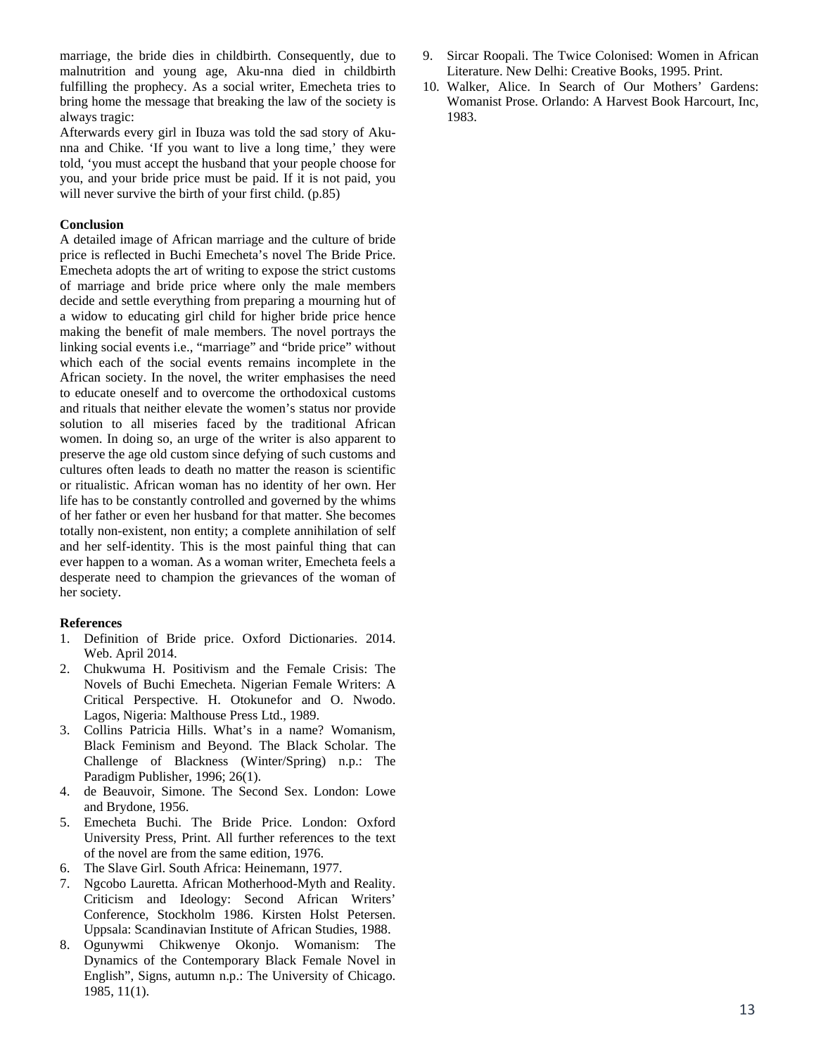marriage, the bride dies in childbirth. Consequently, due to malnutrition and young age, Aku-nna died in childbirth fulfilling the prophecy. As a social writer, Emecheta tries to bring home the message that breaking the law of the society is always tragic:

Afterwards every girl in Ibuza was told the sad story of Aku-nna and Chike. 'If you want to live a long time,' they were told, 'you must accept the husband that your people choose for you, and your bride price must be paid. If it is not paid, you will never survive the birth of your first child. (p.85)

**Conclusion**

A detailed image of African marriage and the culture of bride price is reflected in Buchi Emecheta's novel The Bride Price. Emecheta adopts the art of writing to expose the strict customs of marriage and bride price where only the male members decide and settle everything from preparing a mourning hut of a widow to educating girl child for higher bride price hence making the benefit of male members. The novel portrays the linking social events i.e., "marriage" and "bride price" without which each of the social events remains incomplete in the African society. In the novel, the writer emphasises the need to educate oneself and to overcome the orthodoxical customs and rituals that neither elevate the women's status nor provide solution to all miseries faced by the traditional African women. In doing so, an urge of the writer is also apparent to preserve the age old custom since defying of such customs and cultures often leads to death no matter the reason is scientific or ritualistic. African woman has no identity of her own. Her life has to be constantly controlled and governed by the whims of her father or even her husband for that matter. She becomes totally non-existent, non entity; a complete annihilation of self and her self-identity. This is the most painful thing that can ever happen to a woman. As a woman writer, Emecheta feels a desperate need to champion the grievances of the woman of her society.

**References**

1. Definition of Bride price. Oxford Dictionaries. 2014. Web. April 2014.
2. Chukwuma H. Positivism and the Female Crisis: The Novels of Buchi Emecheta. Nigerian Female Writers: A Critical Perspective. H. Otokunefor and O. Nwodo. Lagos, Nigeria: Malthouse Press Ltd., 1989.
3. Collins Patricia Hills. What's in a name? Womanism, Black Feminism and Beyond. The Black Scholar. The Challenge of Blackness (Winter/Spring) n.p.: The Paradigm Publisher, 1996; 26(1).
4. de Beauvoir, Simone. The Second Sex. London: Lowe and Brydone, 1956.
5. Emecheta Buchi. The Bride Price. London: Oxford University Press, Print. All further references to the text of the novel are from the same edition, 1976.
6. The Slave Girl. South Africa: Heinemann, 1977.
7. Ngcobo Lauretta. African Motherhood-Myth and Reality. Criticism and Ideology: Second African Writers' Conference, Stockholm 1986. Kirsten Holst Petersen. Uppsala: Scandinavian Institute of African Studies, 1988.
8. Ogunywmi Chikwenye Okonjo. Womanism: The Dynamics of the Contemporary Black Female Novel in English", Signs, autumn n.p.: The University of Chicago. 1985, 11(1).
9. Sircar Roopali. The Twice Colonised: Women in African Literature. New Delhi: Creative Books, 1995. Print.
10. Walker, Alice. In Search of Our Mothers' Gardens: Womanist Prose. Orlando: A Harvest Book Harcourt, Inc, 1983.